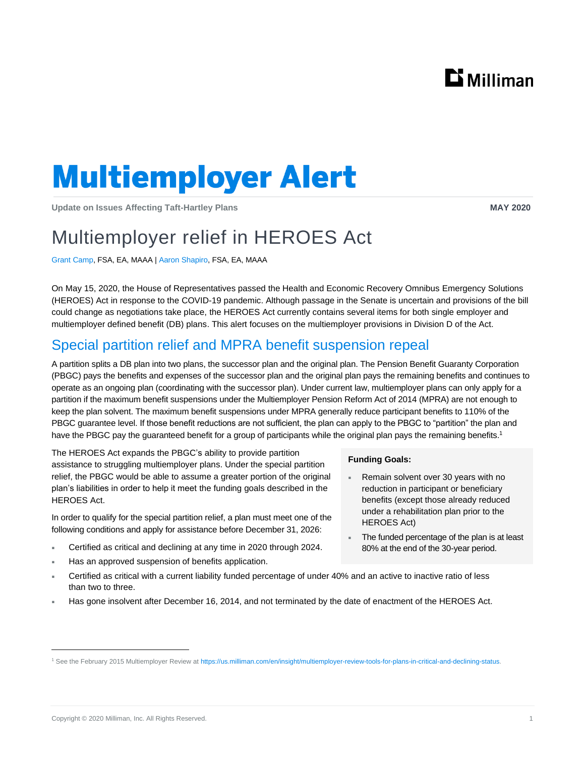# Multiemployer Alert

**Update on Issues Affecting Taft-Hartley Plans** — **MAY 2020**

## Multiemployer relief in HEROES Act

Grant Camp, FSA, EA, MAAA | Aaron Shapiro, FSA, EA, MAAA

On May 15, 2020, the House of Representatives passed the Health and Economic Recovery Omnibus Emergency Solutions (HEROES) Act in response to the COVID-19 pandemic. Although passage in the Senate is uncertain and provisions of the bill could change as negotiations take place, the HEROES Act currently contains several items for both single employer and multiemployer defined benefit (DB) plans. This alert focuses on the multiemployer provisions in Division D of the Act.

### Special partition relief and MPRA benefit suspension repeal

A partition splits a DB plan into two plans, the successor plan and the original plan. The Pension Benefit Guaranty Corporation (PBGC) pays the benefits and expenses of the successor plan and the original plan pays the remaining benefits and continues to operate as an ongoing plan (coordinating with the successor plan). Under current law, multiemployer plans can only apply for a partition if the maximum benefit suspensions under the Multiemployer Pension Reform Act of 2014 (MPRA) are not enough to keep the plan solvent. The maximum benefit suspensions under MPRA generally reduce participant benefits to 110% of the PBGC guarantee level. If those benefit reductions are not sufficient, the plan can apply to the PBGC to "partition" the plan and have the PBGC pay the guaranteed benefit for a group of participants while the original plan pays the remaining benefits.[1]

The HEROES Act expands the PBGC's ability to provide partition assistance to struggling multiemployer plans. Under the special partition relief, the PBGC would be able to assume a greater portion of the original plan's liabilities in order to help it meet the funding goals described in the HEROES Act.

**Funding Goals:**

- Remain solvent over 30 years with no reduction in participant or beneficiary benefits (except those already reduced under a rehabilitation plan prior to the HEROES Act)
- The funded percentage of the plan is at least 80% at the end of the 30-year period.

In order to qualify for the special partition relief, a plan must meet one of the following conditions and apply for assistance before December 31, 2026:

- Certified as critical and declining at any time in 2020 through 2024.
- Has an approved suspension of benefits application.
- Certified as critical with a current liability funded percentage of under 40% and an active to inactive ratio of less than two to three.
- Has gone insolvent after December 16, 2014, and not terminated by the date of enactment of the HEROES Act.

[1] See the February 2015 Multiemployer Review at https://us.milliman.com/en/insight/multiemployer-review-tools-for-plans-in-critical-and-declining-status.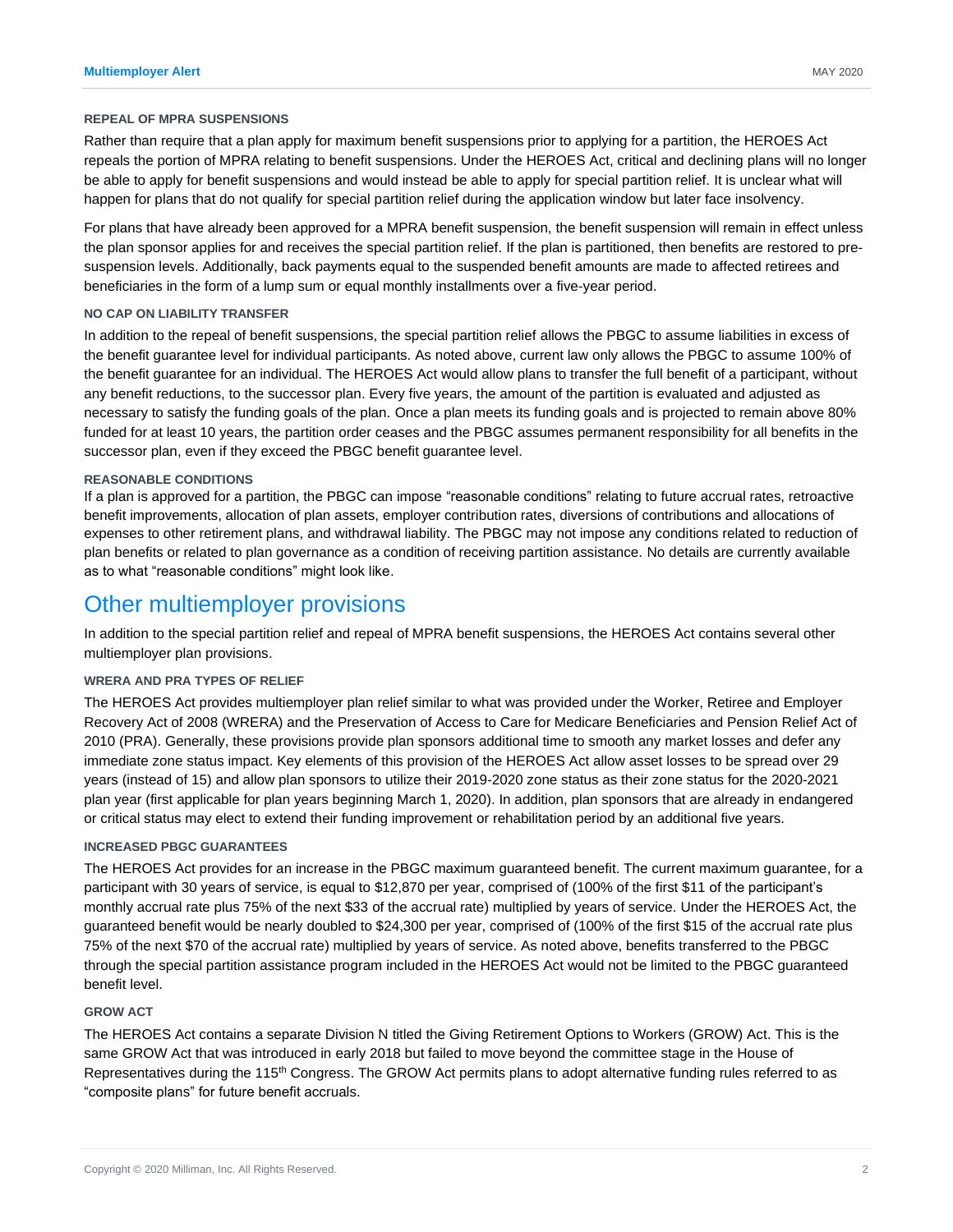### REPEAL OF MPRA SUSPENSIONS

Rather than require that a plan apply for maximum benefit suspensions prior to applying for a partition, the HEROES Act repeals the portion of MPRA relating to benefit suspensions. Under the HEROES Act, critical and declining plans will no longer be able to apply for benefit suspensions and would instead be able to apply for special partition relief. It is unclear what will happen for plans that do not qualify for special partition relief during the application window but later face insolvency.

For plans that have already been approved for a MPRA benefit suspension, the benefit suspension will remain in effect unless the plan sponsor applies for and receives the special partition relief. If the plan is partitioned, then benefits are restored to pre-suspension levels. Additionally, back payments equal to the suspended benefit amounts are made to affected retirees and beneficiaries in the form of a lump sum or equal monthly installments over a five-year period.

### NO CAP ON LIABILITY TRANSFER

In addition to the repeal of benefit suspensions, the special partition relief allows the PBGC to assume liabilities in excess of the benefit guarantee level for individual participants. As noted above, current law only allows the PBGC to assume 100% of the benefit guarantee for an individual. The HEROES Act would allow plans to transfer the full benefit of a participant, without any benefit reductions, to the successor plan. Every five years, the amount of the partition is evaluated and adjusted as necessary to satisfy the funding goals of the plan. Once a plan meets its funding goals and is projected to remain above 80% funded for at least 10 years, the partition order ceases and the PBGC assumes permanent responsibility for all benefits in the successor plan, even if they exceed the PBGC benefit guarantee level.

### REASONABLE CONDITIONS

If a plan is approved for a partition, the PBGC can impose "reasonable conditions" relating to future accrual rates, retroactive benefit improvements, allocation of plan assets, employer contribution rates, diversions of contributions and allocations of expenses to other retirement plans, and withdrawal liability. The PBGC may not impose any conditions related to reduction of plan benefits or related to plan governance as a condition of receiving partition assistance. No details are currently available as to what "reasonable conditions" might look like.

## Other multiemployer provisions

In addition to the special partition relief and repeal of MPRA benefit suspensions, the HEROES Act contains several other multiemployer plan provisions.

### WRERA AND PRA TYPES OF RELIEF

The HEROES Act provides multiemployer plan relief similar to what was provided under the Worker, Retiree and Employer Recovery Act of 2008 (WRERA) and the Preservation of Access to Care for Medicare Beneficiaries and Pension Relief Act of 2010 (PRA). Generally, these provisions provide plan sponsors additional time to smooth any market losses and defer any immediate zone status impact. Key elements of this provision of the HEROES Act allow asset losses to be spread over 29 years (instead of 15) and allow plan sponsors to utilize their 2019-2020 zone status as their zone status for the 2020-2021 plan year (first applicable for plan years beginning March 1, 2020). In addition, plan sponsors that are already in endangered or critical status may elect to extend their funding improvement or rehabilitation period by an additional five years.

### INCREASED PBGC GUARANTEES

The HEROES Act provides for an increase in the PBGC maximum guaranteed benefit. The current maximum guarantee, for a participant with 30 years of service, is equal to $12,870 per year, comprised of (100% of the first $11 of the participant's monthly accrual rate plus 75% of the next $33 of the accrual rate) multiplied by years of service. Under the HEROES Act, the guaranteed benefit would be nearly doubled to $24,300 per year, comprised of (100% of the first $15 of the accrual rate plus 75% of the next $70 of the accrual rate) multiplied by years of service. As noted above, benefits transferred to the PBGC through the special partition assistance program included in the HEROES Act would not be limited to the PBGC guaranteed benefit level.

### GROW ACT

The HEROES Act contains a separate Division N titled the Giving Retirement Options to Workers (GROW) Act. This is the same GROW Act that was introduced in early 2018 but failed to move beyond the committee stage in the House of Representatives during the 115th Congress. The GROW Act permits plans to adopt alternative funding rules referred to as "composite plans" for future benefit accruals.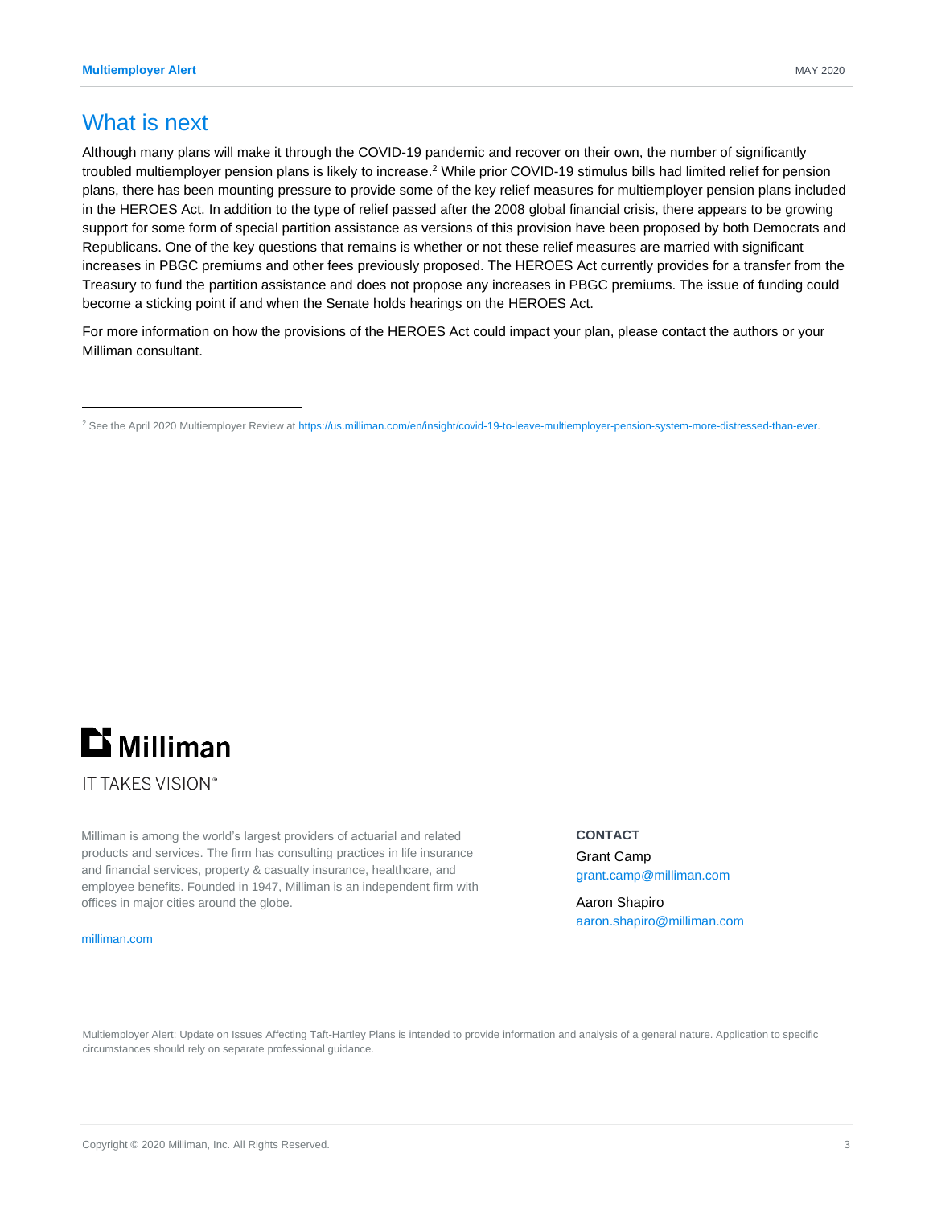## What is next

Although many plans will make it through the COVID-19 pandemic and recover on their own, the number of significantly troubled multiemployer pension plans is likely to increase.[2] While prior COVID-19 stimulus bills had limited relief for pension plans, there has been mounting pressure to provide some of the key relief measures for multiemployer pension plans included in the HEROES Act. In addition to the type of relief passed after the 2008 global financial crisis, there appears to be growing support for some form of special partition assistance as versions of this provision have been proposed by both Democrats and Republicans. One of the key questions that remains is whether or not these relief measures are married with significant increases in PBGC premiums and other fees previously proposed. The HEROES Act currently provides for a transfer from the Treasury to fund the partition assistance and does not propose any increases in PBGC premiums. The issue of funding could become a sticking point if and when the Senate holds hearings on the HEROES Act.

For more information on how the provisions of the HEROES Act could impact your plan, please contact the authors or your Milliman consultant.

---

[2] See the April 2020 Multiemployer Review at https://us.milliman.com/en/insight/covid-19-to-leave-multiemployer-pension-system-more-distressed-than-ever.

**Milliman**

IT TAKES VISION®

Milliman is among the world's largest providers of actuarial and related products and services. The firm has consulting practices in life insurance and financial services, property & casualty insurance, healthcare, and employee benefits. Founded in 1947, Milliman is an independent firm with offices in major cities around the globe.

milliman.com

**CONTACT**

Grant Camp
grant.camp@milliman.com

Aaron Shapiro
aaron.shapiro@milliman.com

Multiemployer Alert: Update on Issues Affecting Taft-Hartley Plans is intended to provide information and analysis of a general nature. Application to specific circumstances should rely on separate professional guidance.

Copyright © 2020 Milliman, Inc. All Rights Reserved.